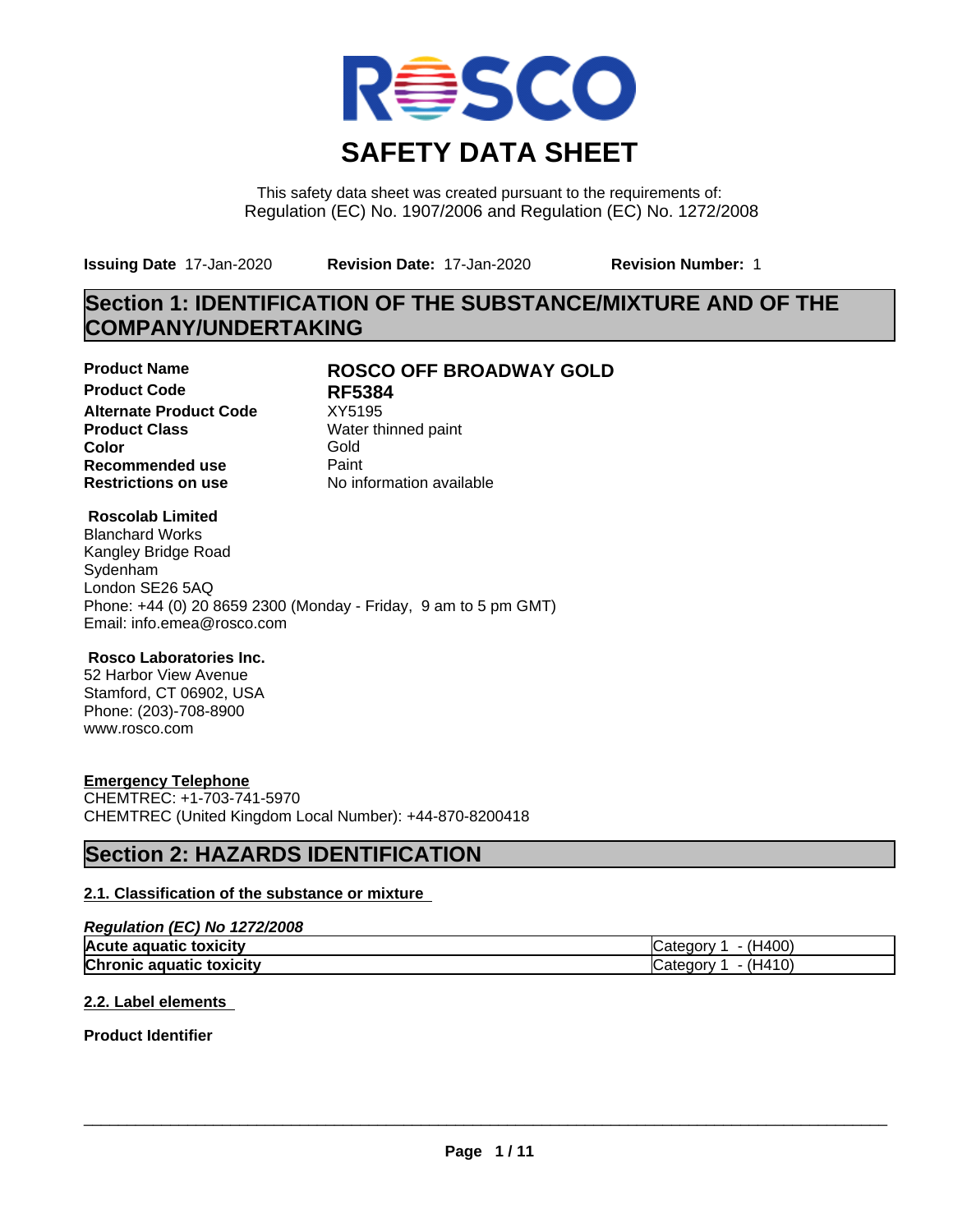# SAFETY DATA SHEET

This safety data sheet was created pursuant to the requirements of:
Regulation (EC) No. 1907/2006 and Regulation (EC) No. 1272/2008

**Issuing Date** 17-Jan-2020 **Revision Date:** 17-Jan-2020 **Revision Number:** 1

## Section 1: IDENTIFICATION OF THE SUBSTANCE/MIXTURE AND OF THE COMPANY/UNDERTAKING

**Product Name** **ROSCO OFF BROADWAY GOLD**
**Product Code** **RF5384**
**Alternate Product Code** XY5195
**Product Class** Water thinned paint
**Color** Gold
**Recommended use** Paint
**Restrictions on use** No information available

**Roscolab Limited**
Blanchard Works
Kangley Bridge Road
Sydenham
London SE26 5AQ
Phone: +44 (0) 20 8659 2300 (Monday - Friday, 9 am to 5 pm GMT)
Email: info.emea@rosco.com

**Rosco Laboratories Inc.**
52 Harbor View Avenue
Stamford, CT 06902, USA
Phone: (203)-708-8900
www.rosco.com

**Emergency Telephone**
CHEMTREC: +1-703-741-5970
CHEMTREC (United Kingdom Local Number): +44-870-8200418

## Section 2: HAZARDS IDENTIFICATION

### 2.1. Classification of the substance or mixture

***Regulation (EC) No 1272/2008***

| | |
|---|---|
| **Acute aquatic toxicity** | Category 1 - (H400) |
| **Chronic aquatic toxicity** | Category 1 - (H410) |

### 2.2. Label elements

**Product Identifier**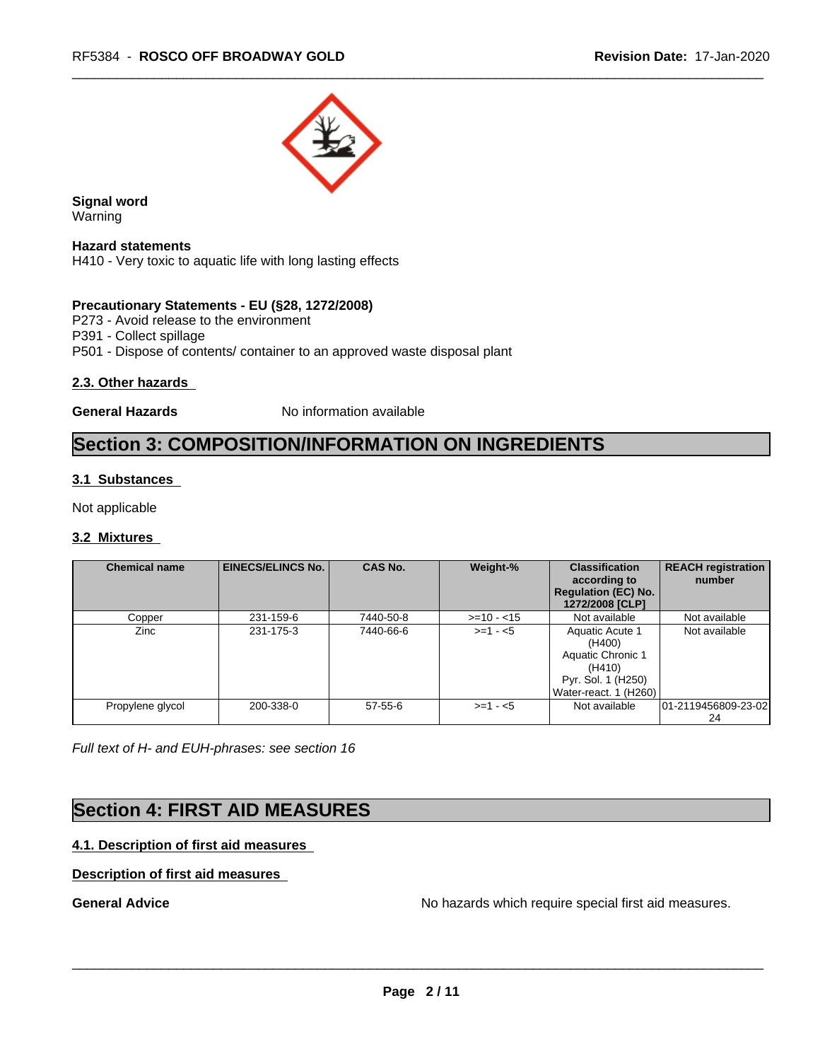**Signal word**
Warning

**Hazard statements**
H410 - Very toxic to aquatic life with long lasting effects

**Precautionary Statements - EU (§28, 1272/2008)**
P273 - Avoid release to the environment
P391 - Collect spillage
P501 - Dispose of contents/ container to an approved waste disposal plant

### 2.3. Other hazards

**General Hazards** No information available

## Section 3: COMPOSITION/INFORMATION ON INGREDIENTS

### 3.1 Substances

Not applicable

### 3.2 Mixtures

| Chemical name | EINECS/ELINCS No. | CAS No. | Weight-% | Classification according to Regulation (EC) No. 1272/2008 [CLP] | REACH registration number |
|---|---|---|---|---|---|
| Copper | 231-159-6 | 7440-50-8 | >=10 - <15 | Not available | Not available |
| Zinc | 231-175-3 | 7440-66-6 | >=1 - <5 | Aquatic Acute 1 (H400)<br>Aquatic Chronic 1 (H410)<br>Pyr. Sol. 1 (H250)<br>Water-react. 1 (H260) | Not available |
| Propylene glycol | 200-338-0 | 57-55-6 | >=1 - <5 | Not available | 01-2119456809-23-0224 |

*Full text of H- and EUH-phrases: see section 16*

## Section 4: FIRST AID MEASURES

### 4.1. Description of first aid measures

**Description of first aid measures**

**General Advice** No hazards which require special first aid measures.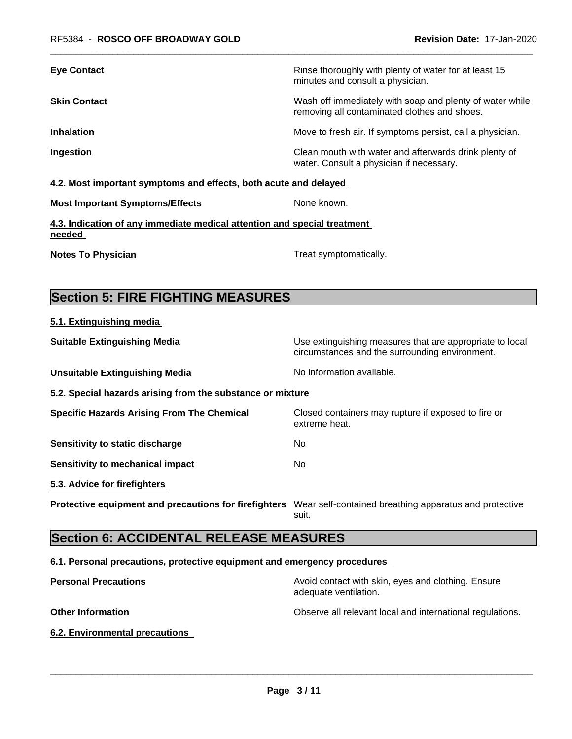**Eye Contact** — Rinse thoroughly with plenty of water for at least 15 minutes and consult a physician.

**Skin Contact** — Wash off immediately with soap and plenty of water while removing all contaminated clothes and shoes.

**Inhalation** — Move to fresh air. If symptoms persist, call a physician.

**Ingestion** — Clean mouth with water and afterwards drink plenty of water. Consult a physician if necessary.

### 4.2. Most important symptoms and effects, both acute and delayed

**Most Important Symptoms/Effects** — None known.

### 4.3. Indication of any immediate medical attention and special treatment needed

**Notes To Physician** — Treat symptomatically.

## Section 5: FIRE FIGHTING MEASURES

### 5.1. Extinguishing media

**Suitable Extinguishing Media** — Use extinguishing measures that are appropriate to local circumstances and the surrounding environment.

**Unsuitable Extinguishing Media** — No information available.

### 5.2. Special hazards arising from the substance or mixture

**Specific Hazards Arising From The Chemical** — Closed containers may rupture if exposed to fire or extreme heat.

**Sensitivity to static discharge** — No

**Sensitivity to mechanical impact** — No

### 5.3. Advice for firefighters

**Protective equipment and precautions for firefighters** — Wear self-contained breathing apparatus and protective suit.

## Section 6: ACCIDENTAL RELEASE MEASURES

### 6.1. Personal precautions, protective equipment and emergency procedures

**Personal Precautions** — Avoid contact with skin, eyes and clothing. Ensure adequate ventilation.

**Other Information** — Observe all relevant local and international regulations.

### 6.2. Environmental precautions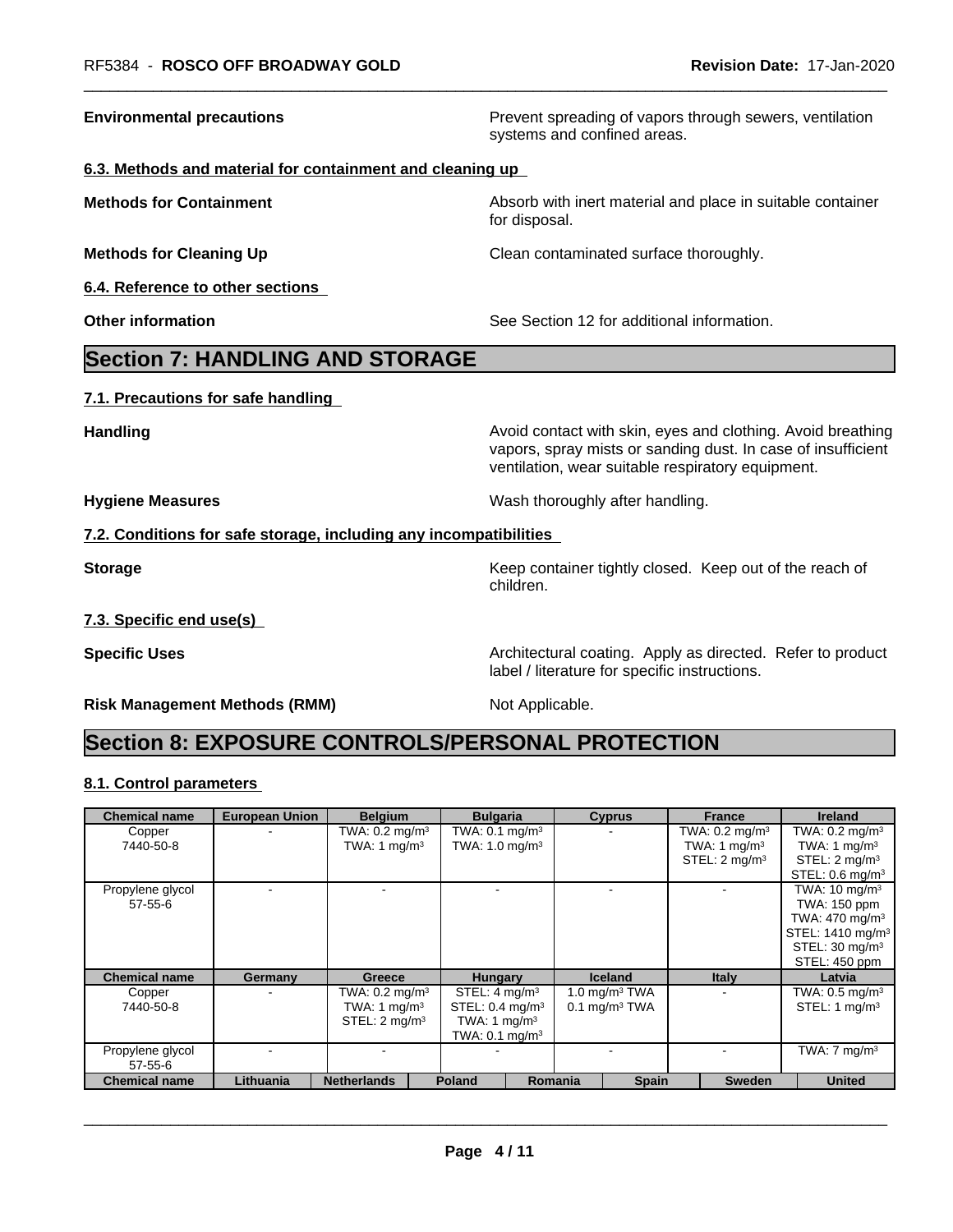**Environmental precautions** Prevent spreading of vapors through sewers, ventilation systems and confined areas.

### 6.3. Methods and material for containment and cleaning up

**Methods for Containment** Absorb with inert material and place in suitable container for disposal.

**Methods for Cleaning Up** Clean contaminated surface thoroughly.

### 6.4. Reference to other sections

**Other information** See Section 12 for additional information.

## Section 7: HANDLING AND STORAGE

### 7.1. Precautions for safe handling

**Handling** Avoid contact with skin, eyes and clothing. Avoid breathing vapors, spray mists or sanding dust. In case of insufficient ventilation, wear suitable respiratory equipment.

**Hygiene Measures** Wash thoroughly after handling.

### 7.2. Conditions for safe storage, including any incompatibilities

**Storage** Keep container tightly closed. Keep out of the reach of children.

### 7.3. Specific end use(s)

**Specific Uses** Architectural coating. Apply as directed. Refer to product label / literature for specific instructions.

**Risk Management Methods (RMM)** Not Applicable.

## Section 8: EXPOSURE CONTROLS/PERSONAL PROTECTION

### 8.1. Control parameters

| Chemical name | European Union | Belgium | Bulgaria | Cyprus | France | Ireland |
|---|---|---|---|---|---|---|
| Copper 7440-50-8 | - | TWA: 0.2 mg/m³ TWA: 1 mg/m³ | TWA: 0.1 mg/m³ TWA: 1.0 mg/m³ | - | TWA: 0.2 mg/m³ TWA: 1 mg/m³ STEL: 2 mg/m³ | TWA: 0.2 mg/m³ TWA: 1 mg/m³ STEL: 2 mg/m³ STEL: 0.6 mg/m³ |
| Propylene glycol 57-55-6 | - | - | - | - | - | TWA: 10 mg/m³ TWA: 150 ppm TWA: 470 mg/m³ STEL: 1410 mg/m³ STEL: 30 mg/m³ STEL: 450 ppm |

| Chemical name | Germany | Greece | Hungary | Iceland | Italy | Latvia |
|---|---|---|---|---|---|---|
| Copper 7440-50-8 | - | TWA: 0.2 mg/m³ TWA: 1 mg/m³ STEL: 2 mg/m³ | STEL: 4 mg/m³ STEL: 0.4 mg/m³ TWA: 1 mg/m³ TWA: 0.1 mg/m³ | 1.0 mg/m³ TWA 0.1 mg/m³ TWA | - | TWA: 0.5 mg/m³ STEL: 1 mg/m³ |
| Propylene glycol 57-55-6 | - | - | - | - | - | TWA: 7 mg/m³ |

| Chemical name | Lithuania | Netherlands | Poland | Romania | Spain | Sweden | United |
|---|---|---|---|---|---|---|---|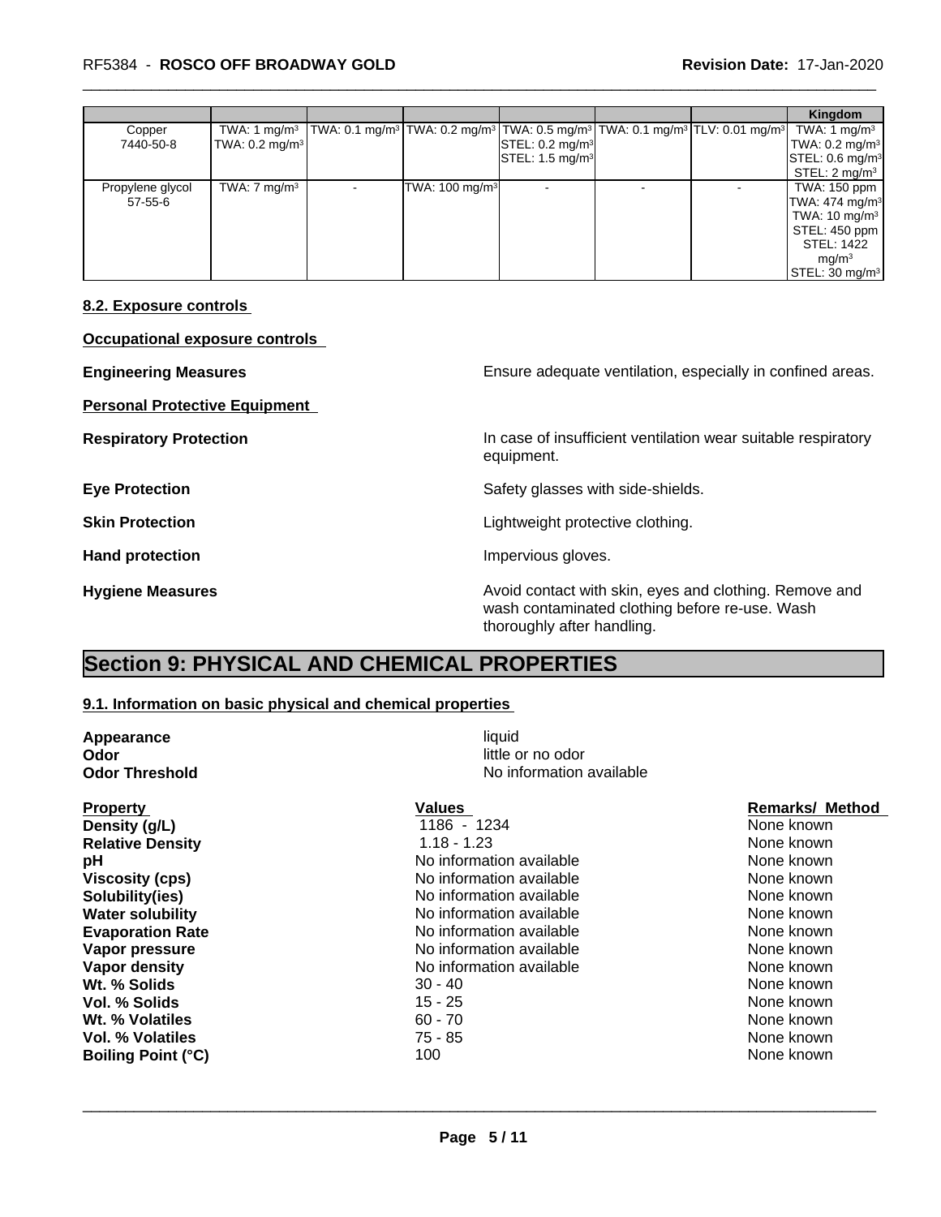| | | | | | | | Kingdom |
|---|---|---|---|---|---|---|---|
| Copper 7440-50-8 | TWA: 1 mg/m³ TWA: 0.2 mg/m³ | TWA: 0.1 mg/m³ | TWA: 0.2 mg/m³ | TWA: 0.5 mg/m³ STEL: 0.2 mg/m³ STEL: 1.5 mg/m³ | TWA: 0.1 mg/m³ | TLV: 0.01 mg/m³ | TWA: 1 mg/m³ TWA: 0.2 mg/m³ STEL: 0.6 mg/m³ STEL: 2 mg/m³ |
| Propylene glycol 57-55-6 | TWA: 7 mg/m³ | - | TWA: 100 mg/m³ | - | - | - | TWA: 150 ppm TWA: 474 mg/m³ TWA: 10 mg/m³ STEL: 450 ppm STEL: 1422 mg/m³ STEL: 30 mg/m³ |

**8.2. Exposure controls**

**Occupational exposure controls**

**Engineering Measures** Ensure adequate ventilation, especially in confined areas.

**Personal Protective Equipment**

**Respiratory Protection** In case of insufficient ventilation wear suitable respiratory equipment.

**Eye Protection** Safety glasses with side-shields.

**Skin Protection** Lightweight protective clothing.

**Hand protection** Impervious gloves.

**Hygiene Measures** Avoid contact with skin, eyes and clothing. Remove and wash contaminated clothing before re-use. Wash thoroughly after handling.

# Section 9: PHYSICAL AND CHEMICAL PROPERTIES

**9.1. Information on basic physical and chemical properties**

**Appearance** liquid
**Odor** little or no odor
**Odor Threshold** No information available

| Property | Values | Remarks/ Method |
|---|---|---|
| **Density (g/L)** | 1186 - 1234 | None known |
| **Relative Density** | 1.18 - 1.23 | None known |
| **pH** | No information available | None known |
| **Viscosity (cps)** | No information available | None known |
| **Solubility(ies)** | No information available | None known |
| **Water solubility** | No information available | None known |
| **Evaporation Rate** | No information available | None known |
| **Vapor pressure** | No information available | None known |
| **Vapor density** | No information available | None known |
| **Wt. % Solids** | 30 - 40 | None known |
| **Vol. % Solids** | 15 - 25 | None known |
| **Wt. % Volatiles** | 60 - 70 | None known |
| **Vol. % Volatiles** | 75 - 85 | None known |
| **Boiling Point (°C)** | 100 | None known |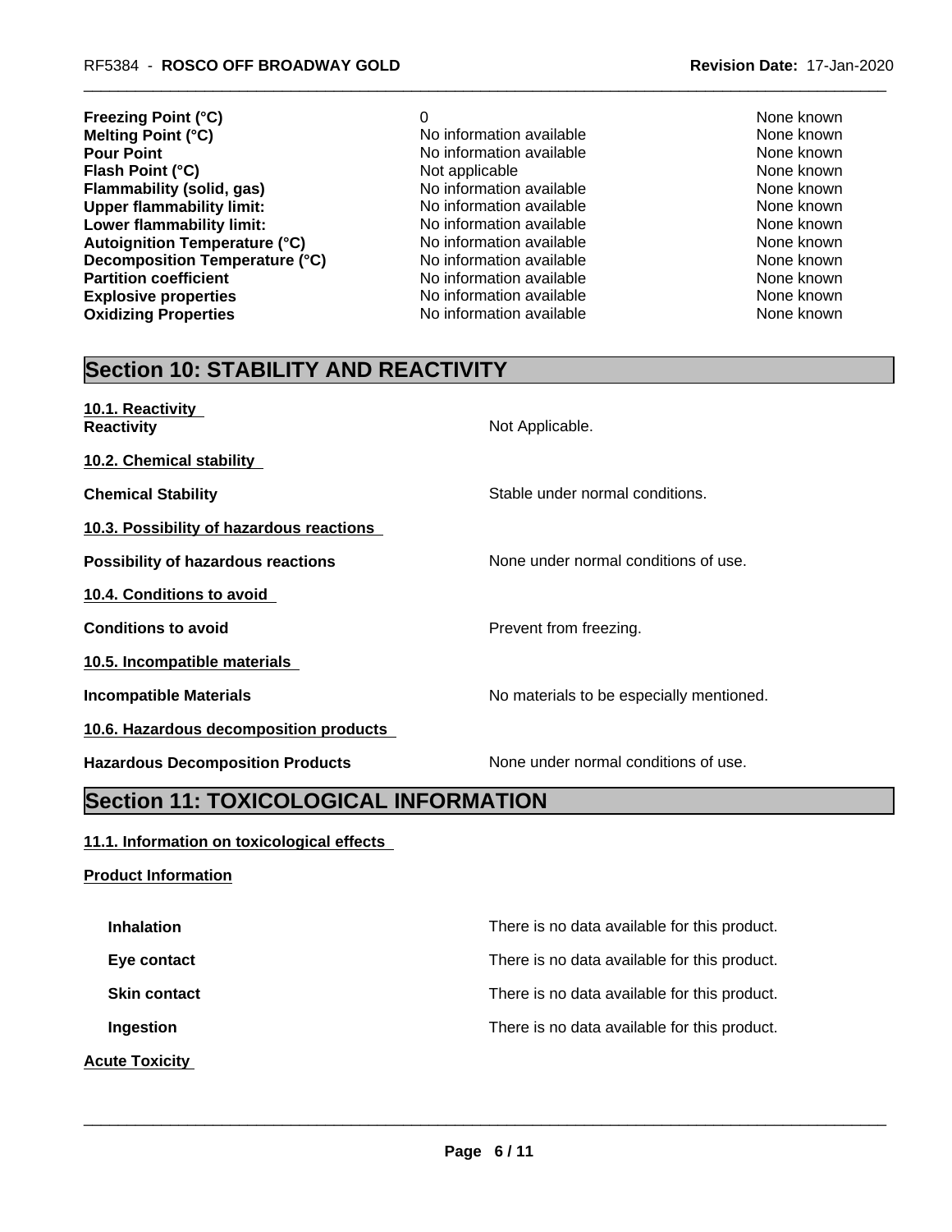| | | |
|---|---|---|
| **Freezing Point (°C)** | 0 | None known |
| **Melting Point (°C)** | No information available | None known |
| **Pour Point** | No information available | None known |
| **Flash Point (°C)** | Not applicable | None known |
| **Flammability (solid, gas)** | No information available | None known |
| **Upper flammability limit:** | No information available | None known |
| **Lower flammability limit:** | No information available | None known |
| **Autoignition Temperature (°C)** | No information available | None known |
| **Decomposition Temperature (°C)** | No information available | None known |
| **Partition coefficient** | No information available | None known |
| **Explosive properties** | No information available | None known |
| **Oxidizing Properties** | No information available | None known |

## Section 10: STABILITY AND REACTIVITY

**10.1. Reactivity**

**Reactivity** Not Applicable.

**10.2. Chemical stability**

**Chemical Stability** Stable under normal conditions.

**10.3. Possibility of hazardous reactions**

**Possibility of hazardous reactions** None under normal conditions of use.

**10.4. Conditions to avoid**

**Conditions to avoid** Prevent from freezing.

**10.5. Incompatible materials**

**Incompatible Materials** No materials to be especially mentioned.

**10.6. Hazardous decomposition products**

**Hazardous Decomposition Products** None under normal conditions of use.

## Section 11: TOXICOLOGICAL INFORMATION

**11.1. Information on toxicological effects**

**Product Information**

**Inhalation** There is no data available for this product.

**Eye contact** There is no data available for this product.

**Skin contact** There is no data available for this product.

**Ingestion** There is no data available for this product.

**Acute Toxicity**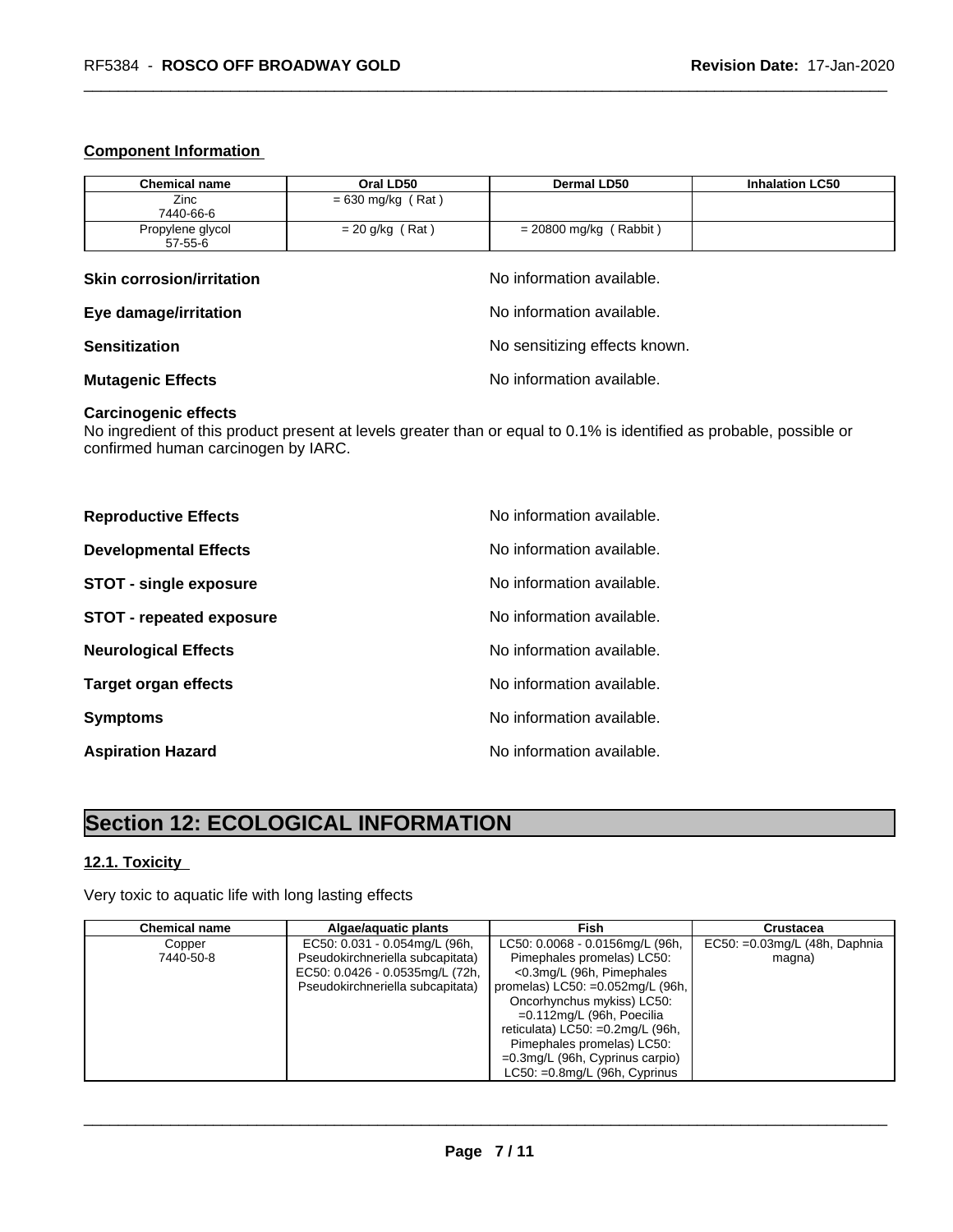**Component Information**

| Chemical name | Oral LD50 | Dermal LD50 | Inhalation LC50 |
| --- | --- | --- | --- |
| Zinc<br>7440-66-6 | = 630 mg/kg ( Rat ) | | |
| Propylene glycol<br>57-55-6 | = 20 g/kg ( Rat ) | = 20800 mg/kg ( Rabbit ) | |

**Skin corrosion/irritation** No information available.

**Eye damage/irritation** No information available.

**Sensitization** No sensitizing effects known.

**Mutagenic Effects** No information available.

**Carcinogenic effects**
No ingredient of this product present at levels greater than or equal to 0.1% is identified as probable, possible or confirmed human carcinogen by IARC.

**Reproductive Effects** No information available.

**Developmental Effects** No information available.

**STOT - single exposure** No information available.

**STOT - repeated exposure** No information available.

**Neurological Effects** No information available.

**Target organ effects** No information available.

**Symptoms** No information available.

**Aspiration Hazard** No information available.

# Section 12: ECOLOGICAL INFORMATION

## 12.1. Toxicity

Very toxic to aquatic life with long lasting effects

| Chemical name | Algae/aquatic plants | Fish | Crustacea |
| --- | --- | --- | --- |
| Copper<br>7440-50-8 | EC50: 0.031 - 0.054mg/L (96h, Pseudokirchneriella subcapitata) EC50: 0.0426 - 0.0535mg/L (72h, Pseudokirchneriella subcapitata) | LC50: 0.0068 - 0.0156mg/L (96h, Pimephales promelas) LC50: <0.3mg/L (96h, Pimephales promelas) LC50: =0.052mg/L (96h, Oncorhynchus mykiss) LC50: =0.112mg/L (96h, Poecilia reticulata) LC50: =0.2mg/L (96h, Pimephales promelas) LC50: =0.3mg/L (96h, Cyprinus carpio) LC50: =0.8mg/L (96h, Cyprinus | EC50: =0.03mg/L (48h, Daphnia magna) |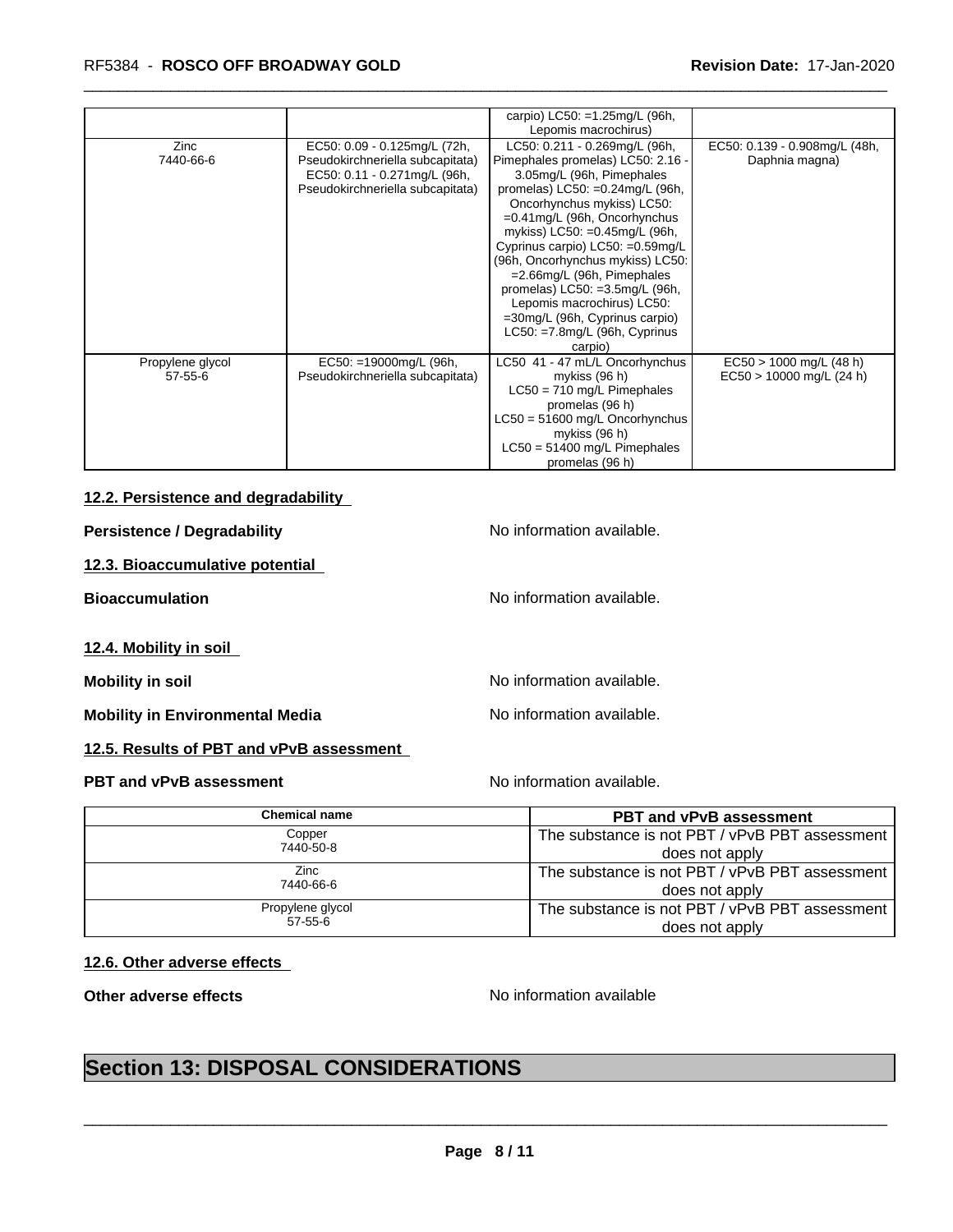| | | | |
|---|---|---|---|
| | | carpio) LC50: =1.25mg/L (96h, Lepomis macrochirus) | |
| Zinc<br>7440-66-6 | EC50: 0.09 - 0.125mg/L (72h, Pseudokirchneriella subcapitata) EC50: 0.11 - 0.271mg/L (96h, Pseudokirchneriella subcapitata) | LC50: 0.211 - 0.269mg/L (96h, Pimephales promelas) LC50: 2.16 - 3.05mg/L (96h, Pimephales promelas) LC50: =0.24mg/L (96h, Oncorhynchus mykiss) LC50: =0.41mg/L (96h, Oncorhynchus mykiss) LC50: =0.45mg/L (96h, Cyprinus carpio) LC50: =0.59mg/L (96h, Oncorhynchus mykiss) LC50: =2.66mg/L (96h, Pimephales promelas) LC50: =3.5mg/L (96h, Lepomis macrochirus) LC50: =30mg/L (96h, Cyprinus carpio) LC50: =7.8mg/L (96h, Cyprinus carpio) | EC50: 0.139 - 0.908mg/L (48h, Daphnia magna) |
| Propylene glycol<br>57-55-6 | EC50: =19000mg/L (96h, Pseudokirchneriella subcapitata) | LC50 41 - 47 mL/L Oncorhynchus mykiss (96 h)<br>LC50 = 710 mg/L Pimephales promelas (96 h)<br>LC50 = 51600 mg/L Oncorhynchus mykiss (96 h)<br>LC50 = 51400 mg/L Pimephales promelas (96 h) | EC50 > 1000 mg/L (48 h)<br>EC50 > 10000 mg/L (24 h) |

**12.2. Persistence and degradability**

**Persistence / Degradability** No information available.

**12.3. Bioaccumulative potential**

**Bioaccumulation** No information available.

**12.4. Mobility in soil**

**Mobility in soil** No information available.

**Mobility in Environmental Media** No information available.

**12.5. Results of PBT and vPvB assessment**

**PBT and vPvB assessment** No information available.

| Chemical name | PBT and vPvB assessment |
|---|---|
| Copper<br>7440-50-8 | The substance is not PBT / vPvB PBT assessment does not apply |
| Zinc<br>7440-66-6 | The substance is not PBT / vPvB PBT assessment does not apply |
| Propylene glycol<br>57-55-6 | The substance is not PBT / vPvB PBT assessment does not apply |

**12.6. Other adverse effects**

**Other adverse effects** No information available

# Section 13: DISPOSAL CONSIDERATIONS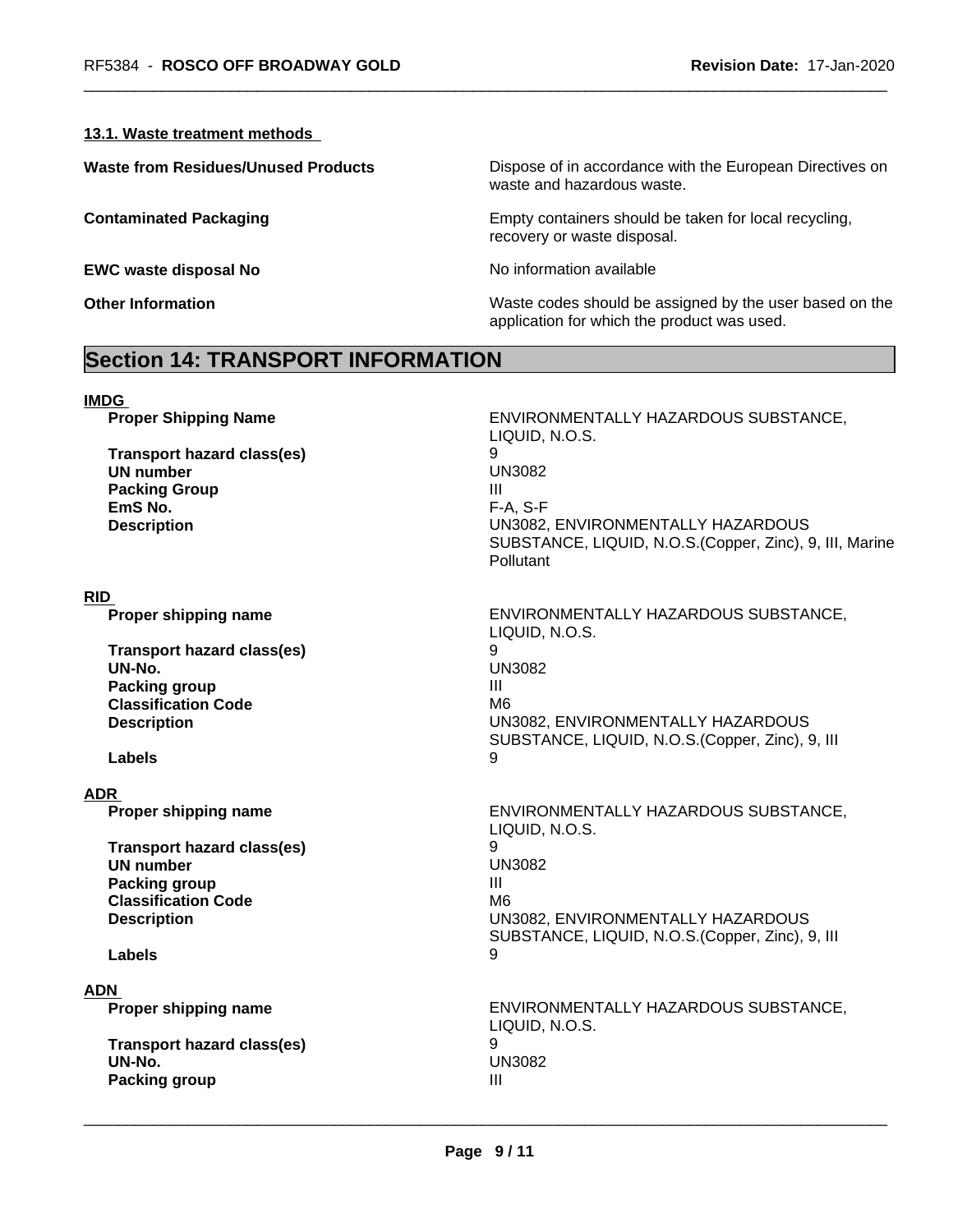### 13.1. Waste treatment methods

**Waste from Residues/Unused Products** Dispose of in accordance with the European Directives on waste and hazardous waste.

**Contaminated Packaging** Empty containers should be taken for local recycling, recovery or waste disposal.

**EWC waste disposal No** No information available

**Other Information** Waste codes should be assigned by the user based on the application for which the product was used.

## Section 14: TRANSPORT INFORMATION

### IMDG

| | |
|---|---|
| **Proper Shipping Name** | ENVIRONMENTALLY HAZARDOUS SUBSTANCE, LIQUID, N.O.S. |
| **Transport hazard class(es)** | 9 |
| **UN number** | UN3082 |
| **Packing Group** | III |
| **EmS No.** | F-A, S-F |
| **Description** | UN3082, ENVIRONMENTALLY HAZARDOUS SUBSTANCE, LIQUID, N.O.S.(Copper, Zinc), 9, III, Marine Pollutant |

### RID

| | |
|---|---|
| **Proper shipping name** | ENVIRONMENTALLY HAZARDOUS SUBSTANCE, LIQUID, N.O.S. |
| **Transport hazard class(es)** | 9 |
| **UN-No.** | UN3082 |
| **Packing group** | III |
| **Classification Code** | M6 |
| **Description** | UN3082, ENVIRONMENTALLY HAZARDOUS SUBSTANCE, LIQUID, N.O.S.(Copper, Zinc), 9, III |
| **Labels** | 9 |

### ADR

| | |
|---|---|
| **Proper shipping name** | ENVIRONMENTALLY HAZARDOUS SUBSTANCE, LIQUID, N.O.S. |
| **Transport hazard class(es)** | 9 |
| **UN number** | UN3082 |
| **Packing group** | III |
| **Classification Code** | M6 |
| **Description** | UN3082, ENVIRONMENTALLY HAZARDOUS SUBSTANCE, LIQUID, N.O.S.(Copper, Zinc), 9, III |
| **Labels** | 9 |

### ADN

| | |
|---|---|
| **Proper shipping name** | ENVIRONMENTALLY HAZARDOUS SUBSTANCE, LIQUID, N.O.S. |
| **Transport hazard class(es)** | 9 |
| **UN-No.** | UN3082 |
| **Packing group** | III |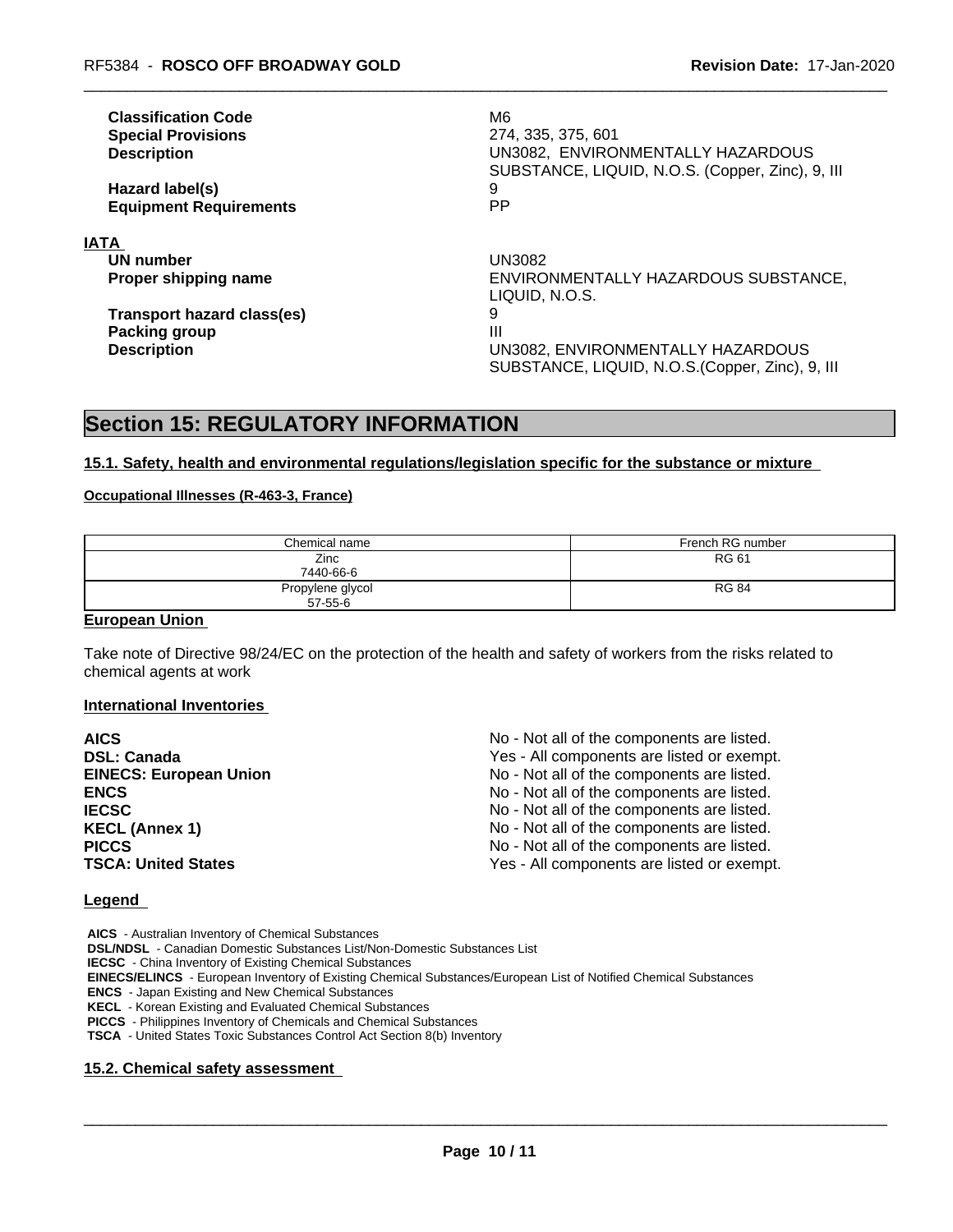| | |
|---|---|
| **Classification Code** | M6 |
| **Special Provisions** | 274, 335, 375, 601 |
| **Description** | UN3082, ENVIRONMENTALLY HAZARDOUS SUBSTANCE, LIQUID, N.O.S. (Copper, Zinc), 9, III |
| **Hazard label(s)** | 9 |
| **Equipment Requirements** | PP |

**IATA**

| | |
|---|---|
| **UN number** | UN3082 |
| **Proper shipping name** | ENVIRONMENTALLY HAZARDOUS SUBSTANCE, LIQUID, N.O.S. |
| **Transport hazard class(es)** | 9 |
| **Packing group** | III |
| **Description** | UN3082, ENVIRONMENTALLY HAZARDOUS SUBSTANCE, LIQUID, N.O.S.(Copper, Zinc), 9, III |

# Section 15: REGULATORY INFORMATION

**15.1. Safety, health and environmental regulations/legislation specific for the substance or mixture**

**Occupational Illnesses (R-463-3, France)**

| Chemical name | French RG number |
|---|---|
| Zinc<br>7440-66-6 | RG 61 |
| Propylene glycol<br>57-55-6 | RG 84 |

**European Union**

Take note of Directive 98/24/EC on the protection of the health and safety of workers from the risks related to chemical agents at work

**International Inventories**

| | |
|---|---|
| **AICS** | No - Not all of the components are listed. |
| **DSL: Canada** | Yes - All components are listed or exempt. |
| **EINECS: European Union** | No - Not all of the components are listed. |
| **ENCS** | No - Not all of the components are listed. |
| **IECSC** | No - Not all of the components are listed. |
| **KECL (Annex 1)** | No - Not all of the components are listed. |
| **PICCS** | No - Not all of the components are listed. |
| **TSCA: United States** | Yes - All components are listed or exempt. |

**Legend**

**AICS** - Australian Inventory of Chemical Substances
**DSL/NDSL** - Canadian Domestic Substances List/Non-Domestic Substances List
**IECSC** - China Inventory of Existing Chemical Substances
**EINECS/ELINCS** - European Inventory of Existing Chemical Substances/European List of Notified Chemical Substances
**ENCS** - Japan Existing and New Chemical Substances
**KECL** - Korean Existing and Evaluated Chemical Substances
**PICCS** - Philippines Inventory of Chemicals and Chemical Substances
**TSCA** - United States Toxic Substances Control Act Section 8(b) Inventory

**15.2. Chemical safety assessment**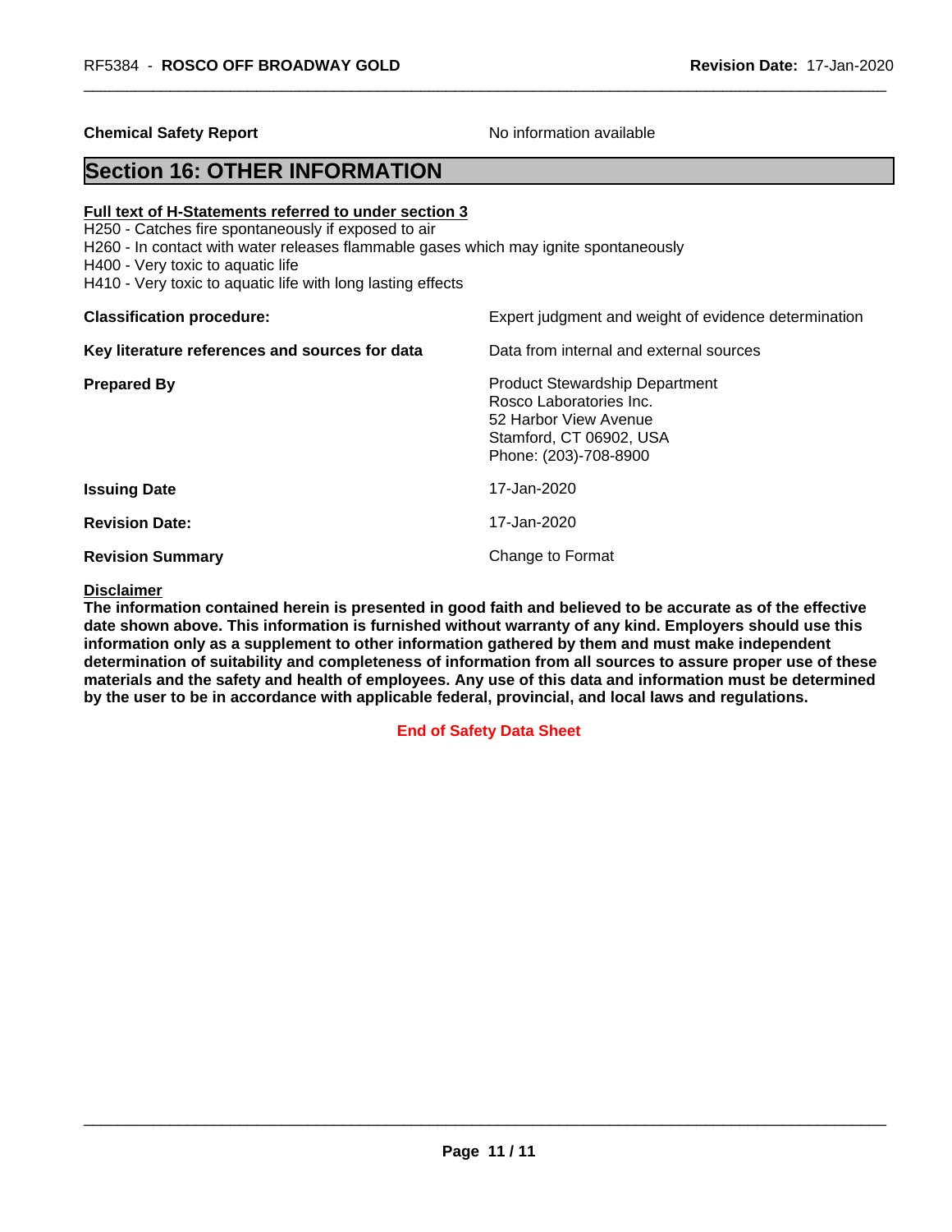**Chemical Safety Report** No information available

## Section 16: OTHER INFORMATION

**Full text of H-Statements referred to under section 3**

H250 - Catches fire spontaneously if exposed to air
H260 - In contact with water releases flammable gases which may ignite spontaneously
H400 - Very toxic to aquatic life
H410 - Very toxic to aquatic life with long lasting effects

| | |
|---|---|
| **Classification procedure:** | Expert judgment and weight of evidence determination |
| **Key literature references and sources for data** | Data from internal and external sources |
| **Prepared By** | Product Stewardship Department<br>Rosco Laboratories Inc.<br>52 Harbor View Avenue<br>Stamford, CT 06902, USA<br>Phone: (203)-708-8900 |
| **Issuing Date** | 17-Jan-2020 |
| **Revision Date:** | 17-Jan-2020 |
| **Revision Summary** | Change to Format |

**Disclaimer**

**The information contained herein is presented in good faith and believed to be accurate as of the effective date shown above. This information is furnished without warranty of any kind. Employers should use this information only as a supplement to other information gathered by them and must make independent determination of suitability and completeness of information from all sources to assure proper use of these materials and the safety and health of employees. Any use of this data and information must be determined by the user to be in accordance with applicable federal, provincial, and local laws and regulations.**

**End of Safety Data Sheet**